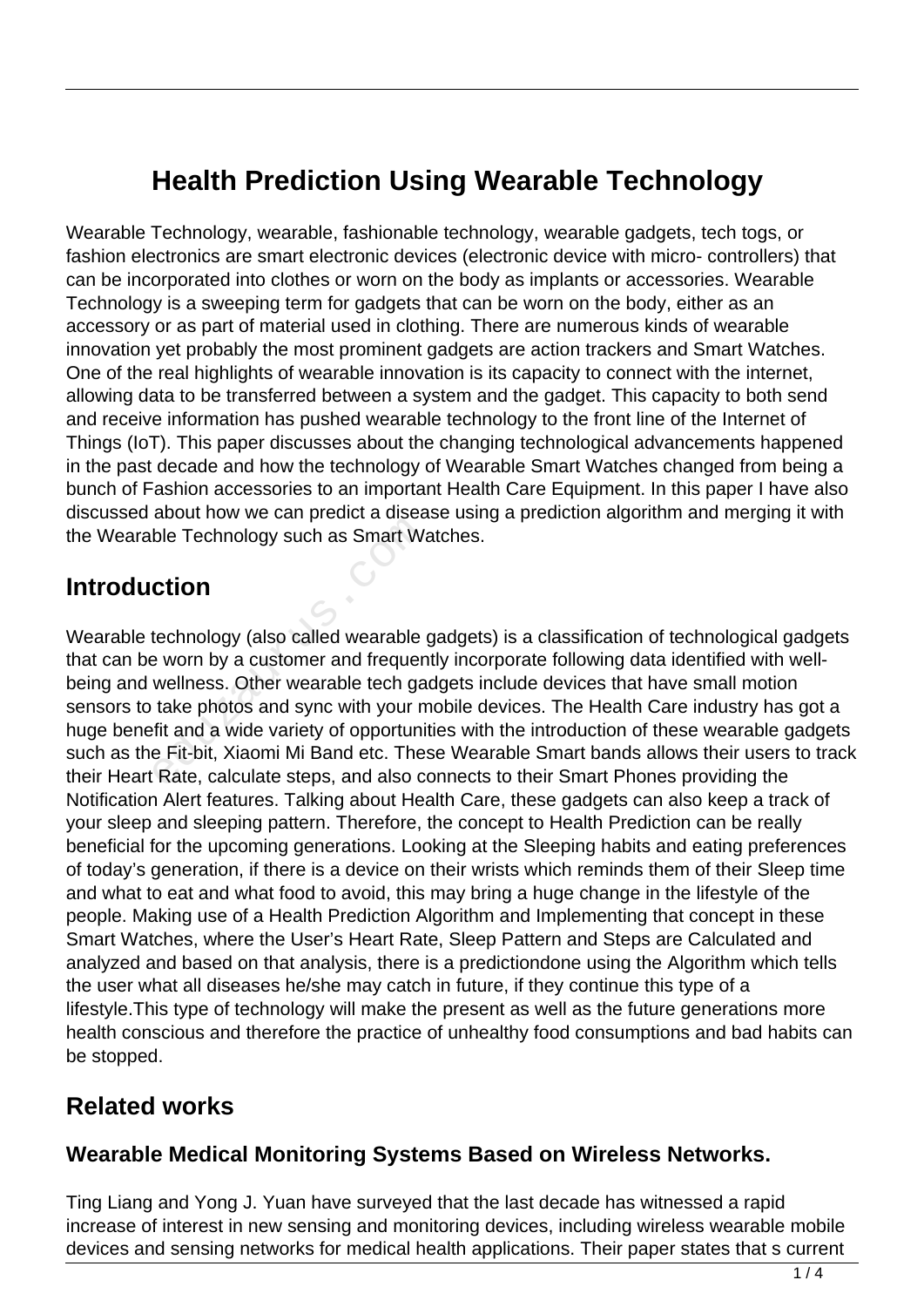# Health Prediction Using Wearable Technology

Wearable Technology, wearable, fashionable technology, wearable gadgets, tech togs, or fashion electronics are smart electronic devices (electronic device with micro- controllers) that can be incorporated into clothes or worn on the body as implants or accessories. Wearable Technology is a sweeping term for gadgets that can be worn on the body, either as an accessory or as part of material used in clothing. There are numerous kinds of wearable innovation yet probably the most prominent gadgets are action trackers and Smart Watches. One of the real highlights of wearable innovation is its capacity to connect with the internet, allowing data to be transferred between a system and the gadget. This capacity to both send and receive information has pushed wearable technology to the front line of the Internet of Things (IoT). This paper discusses about the changing technological advancements happened in the past decade and how the technology of Wearable Smart Watches changed from being a bunch of Fashion accessories to an important Health Care Equipment. In this paper I have also discussed about how we can predict a disease using a prediction algorithm and merging it with the Wearable Technology such as Smart Watches.

## Introduction

Wearable technology (also called wearable gadgets) is a classification of technological gadgets that can be worn by a customer and frequently incorporate following data identified with well-being and wellness. Other wearable tech gadgets include devices that have small motion sensors to take photos and sync with your mobile devices. The Health Care industry has got a huge benefit and a wide variety of opportunities with the introduction of these wearable gadgets such as the Fit-bit, Xiaomi Mi Band etc. These Wearable Smart bands allows their users to track their Heart Rate, calculate steps, and also connects to their Smart Phones providing the Notification Alert features. Talking about Health Care, these gadgets can also keep a track of your sleep and sleeping pattern. Therefore, the concept to Health Prediction can be really beneficial for the upcoming generations. Looking at the Sleeping habits and eating preferences of today's generation, if there is a device on their wrists which reminds them of their Sleep time and what to eat and what food to avoid, this may bring a huge change in the lifestyle of the people. Making use of a Health Prediction Algorithm and Implementing that concept in these Smart Watches, where the User's Heart Rate, Sleep Pattern and Steps are Calculated and analyzed and based on that analysis, there is a predictiondone using the Algorithm which tells the user what all diseases he/she may catch in future, if they continue this type of a lifestyle.This type of technology will make the present as well as the future generations more health conscious and therefore the practice of unhealthy food consumptions and bad habits can be stopped.

## Related works

### Wearable Medical Monitoring Systems Based on Wireless Networks.

Ting Liang and Yong J. Yuan have surveyed that the last decade has witnessed a rapid increase of interest in new sensing and monitoring devices, including wireless wearable mobile devices and sensing networks for medical health applications. Their paper states that s current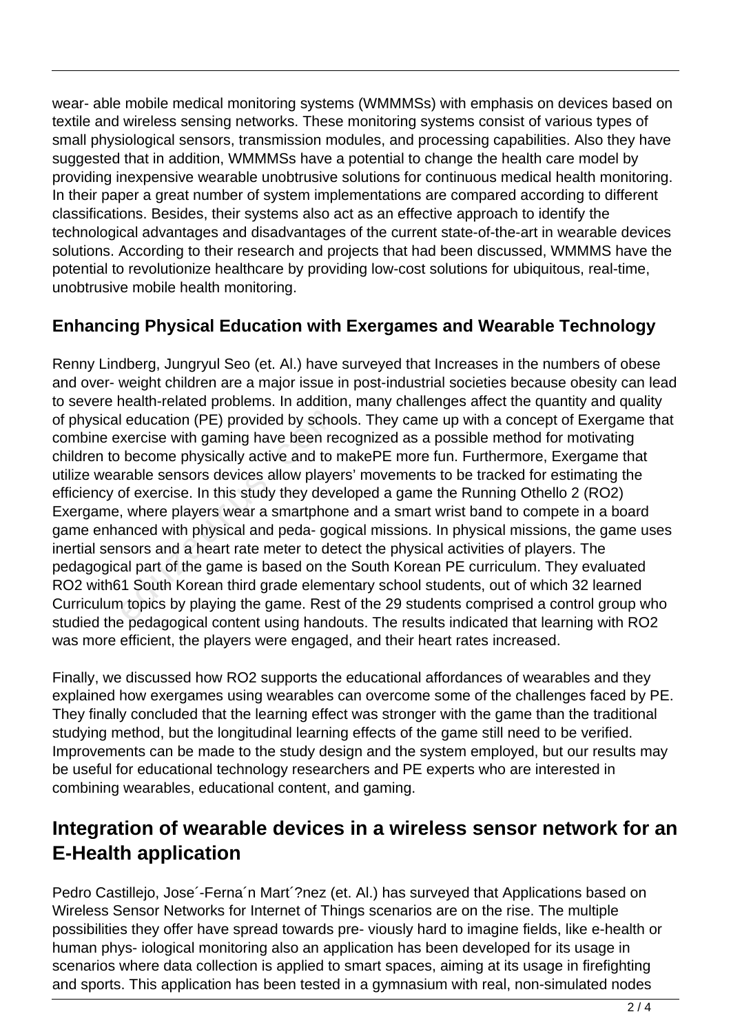wear- able mobile medical monitoring systems (WMMMSs) with emphasis on devices based on textile and wireless sensing networks. These monitoring systems consist of various types of small physiological sensors, transmission modules, and processing capabilities. Also they have suggested that in addition, WMMMSs have a potential to change the health care model by providing inexpensive wearable unobtrusive solutions for continuous medical health monitoring. In their paper a great number of system implementations are compared according to different classifications. Besides, their systems also act as an effective approach to identify the technological advantages and disadvantages of the current state-of-the-art in wearable devices solutions. According to their research and projects that had been discussed, WMMMS have the potential to revolutionize healthcare by providing low-cost solutions for ubiquitous, real-time, unobtrusive mobile health monitoring.

### Enhancing Physical Education with Exergames and Wearable Technology

Renny Lindberg, Jungryul Seo (et. Al.) have surveyed that Increases in the numbers of obese and over- weight children are a major issue in post-industrial societies because obesity can lead to severe health-related problems. In addition, many challenges affect the quantity and quality of physical education (PE) provided by schools. They came up with a concept of Exergame that combine exercise with gaming have been recognized as a possible method for motivating children to become physically active and to makePE more fun. Furthermore, Exergame that utilize wearable sensors devices allow players' movements to be tracked for estimating the efficiency of exercise. In this study they developed a game the Running Othello 2 (RO2) Exergame, where players wear a smartphone and a smart wrist band to compete in a board game enhanced with physical and peda- gogical missions. In physical missions, the game uses inertial sensors and a heart rate meter to detect the physical activities of players. The pedagogical part of the game is based on the South Korean PE curriculum. They evaluated RO2 with61 South Korean third grade elementary school students, out of which 32 learned Curriculum topics by playing the game. Rest of the 29 students comprised a control group who studied the pedagogical content using handouts. The results indicated that learning with RO2 was more efficient, the players were engaged, and their heart rates increased.

Finally, we discussed how RO2 supports the educational affordances of wearables and they explained how exergames using wearables can overcome some of the challenges faced by PE. They finally concluded that the learning effect was stronger with the game than the traditional studying method, but the longitudinal learning effects of the game still need to be verified. Improvements can be made to the study design and the system employed, but our results may be useful for educational technology researchers and PE experts who are interested in combining wearables, educational content, and gaming.

## Integration of wearable devices in a wireless sensor network for an E-Health application

Pedro Castillejo, Jose´-Ferna´n Mart´?nez (et. Al.) has surveyed that Applications based on Wireless Sensor Networks for Internet of Things scenarios are on the rise. The multiple possibilities they offer have spread towards pre- viously hard to imagine fields, like e-health or human phys- iological monitoring also an application has been developed for its usage in scenarios where data collection is applied to smart spaces, aiming at its usage in firefighting and sports. This application has been tested in a gymnasium with real, non-simulated nodes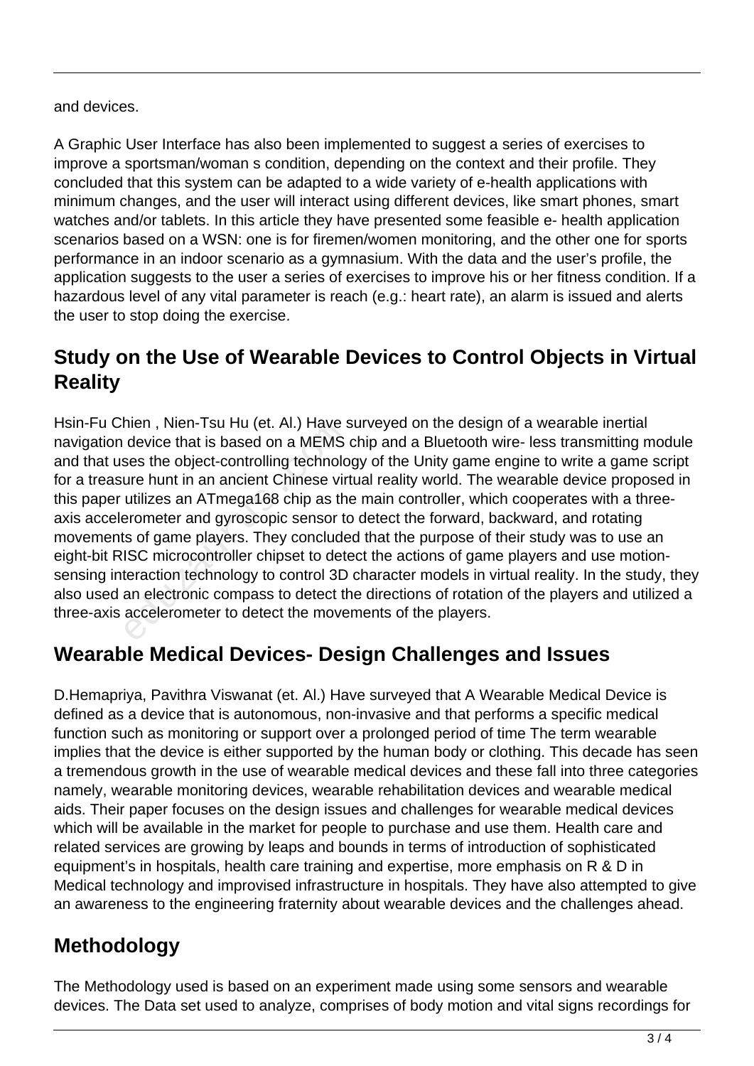and devices.

A Graphic User Interface has also been implemented to suggest a series of exercises to improve a sportsman/woman s condition, depending on the context and their profile. They concluded that this system can be adapted to a wide variety of e-health applications with minimum changes, and the user will interact using different devices, like smart phones, smart watches and/or tablets. In this article they have presented some feasible e- health application scenarios based on a WSN: one is for firemen/women monitoring, and the other one for sports performance in an indoor scenario as a gymnasium. With the data and the user's profile, the application suggests to the user a series of exercises to improve his or her fitness condition. If a hazardous level of any vital parameter is reach (e.g.: heart rate), an alarm is issued and alerts the user to stop doing the exercise.

## Study on the Use of Wearable Devices to Control Objects in Virtual Reality

Hsin-Fu Chien , Nien-Tsu Hu (et. Al.) Have surveyed on the design of a wearable inertial navigation device that is based on a MEMS chip and a Bluetooth wire- less transmitting module and that uses the object-controlling technology of the Unity game engine to write a game script for a treasure hunt in an ancient Chinese virtual reality world. The wearable device proposed in this paper utilizes an ATmega168 chip as the main controller, which cooperates with a three-axis accelerometer and gyroscopic sensor to detect the forward, backward, and rotating movements of game players. They concluded that the purpose of their study was to use an eight-bit RISC microcontroller chipset to detect the actions of game players and use motion-sensing interaction technology to control 3D character models in virtual reality. In the study, they also used an electronic compass to detect the directions of rotation of the players and utilized a three-axis accelerometer to detect the movements of the players.

## Wearable Medical Devices- Design Challenges and Issues

D.Hemapriya, Pavithra Viswanat (et. Al.) Have surveyed that A Wearable Medical Device is defined as a device that is autonomous, non-invasive and that performs a specific medical function such as monitoring or support over a prolonged period of time The term wearable implies that the device is either supported by the human body or clothing. This decade has seen a tremendous growth in the use of wearable medical devices and these fall into three categories namely, wearable monitoring devices, wearable rehabilitation devices and wearable medical aids. Their paper focuses on the design issues and challenges for wearable medical devices which will be available in the market for people to purchase and use them. Health care and related services are growing by leaps and bounds in terms of introduction of sophisticated equipment's in hospitals, health care training and expertise, more emphasis on R & D in Medical technology and improvised infrastructure in hospitals. They have also attempted to give an awareness to the engineering fraternity about wearable devices and the challenges ahead.

## Methodology

The Methodology used is based on an experiment made using some sensors and wearable devices. The Data set used to analyze, comprises of body motion and vital signs recordings for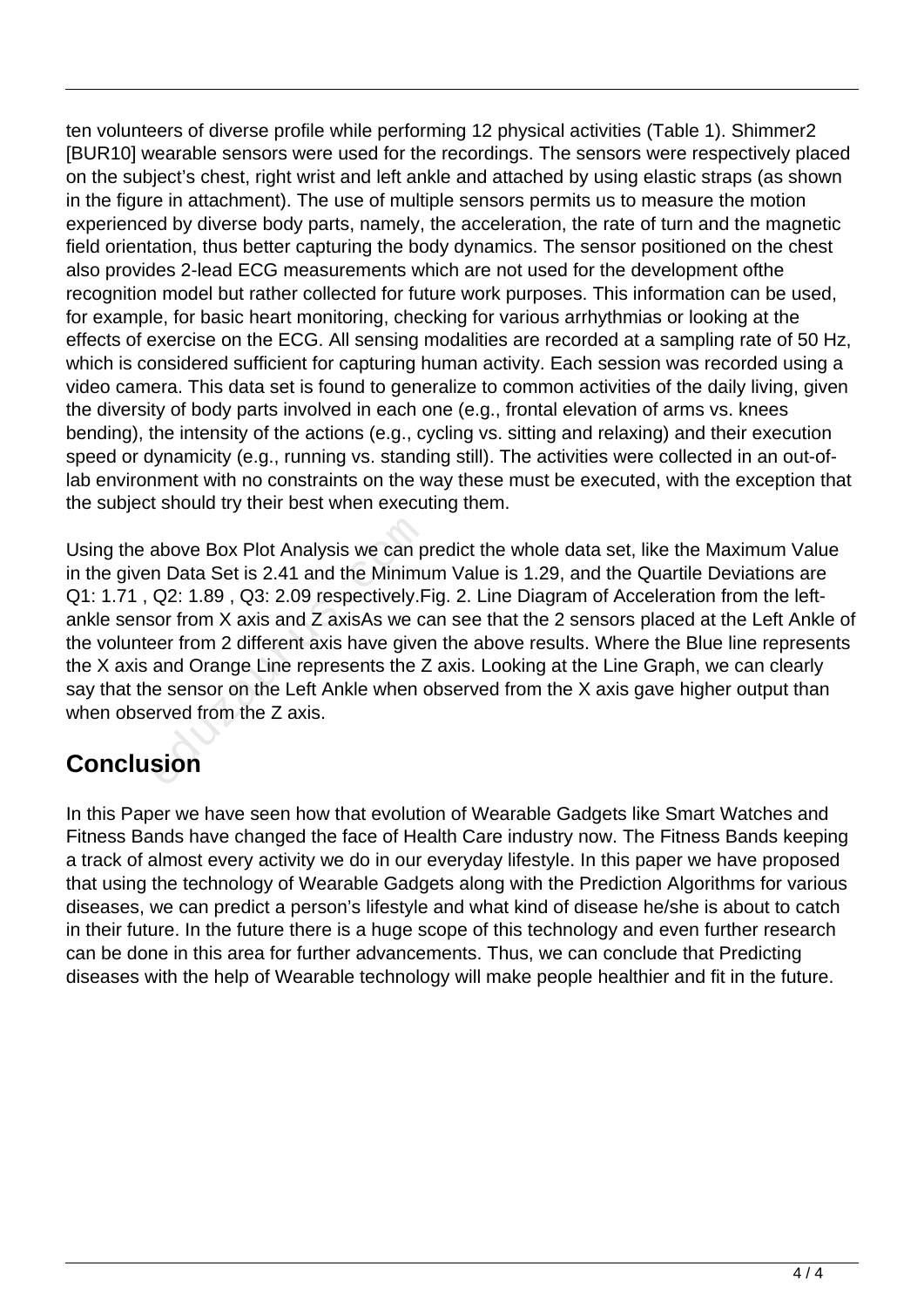ten volunteers of diverse profile while performing 12 physical activities (Table 1). Shimmer2 [BUR10] wearable sensors were used for the recordings. The sensors were respectively placed on the subject's chest, right wrist and left ankle and attached by using elastic straps (as shown in the figure in attachment). The use of multiple sensors permits us to measure the motion experienced by diverse body parts, namely, the acceleration, the rate of turn and the magnetic field orientation, thus better capturing the body dynamics. The sensor positioned on the chest also provides 2-lead ECG measurements which are not used for the development ofthe recognition model but rather collected for future work purposes. This information can be used, for example, for basic heart monitoring, checking for various arrhythmias or looking at the effects of exercise on the ECG. All sensing modalities are recorded at a sampling rate of 50 Hz, which is considered sufficient for capturing human activity. Each session was recorded using a video camera. This data set is found to generalize to common activities of the daily living, given the diversity of body parts involved in each one (e.g., frontal elevation of arms vs. knees bending), the intensity of the actions (e.g., cycling vs. sitting and relaxing) and their execution speed or dynamicity (e.g., running vs. standing still). The activities were collected in an out-of-lab environment with no constraints on the way these must be executed, with the exception that the subject should try their best when executing them.

Using the above Box Plot Analysis we can predict the whole data set, like the Maximum Value in the given Data Set is 2.41 and the Minimum Value is 1.29, and the Quartile Deviations are Q1: 1.71 , Q2: 1.89 , Q3: 2.09 respectively.Fig. 2. Line Diagram of Acceleration from the left-ankle sensor from X axis and Z axisAs we can see that the 2 sensors placed at the Left Ankle of the volunteer from 2 different axis have given the above results. Where the Blue line represents the X axis and Orange Line represents the Z axis. Looking at the Line Graph, we can clearly say that the sensor on the Left Ankle when observed from the X axis gave higher output than when observed from the Z axis.

## Conclusion

In this Paper we have seen how that evolution of Wearable Gadgets like Smart Watches and Fitness Bands have changed the face of Health Care industry now. The Fitness Bands keeping a track of almost every activity we do in our everyday lifestyle. In this paper we have proposed that using the technology of Wearable Gadgets along with the Prediction Algorithms for various diseases, we can predict a person's lifestyle and what kind of disease he/she is about to catch in their future. In the future there is a huge scope of this technology and even further research can be done in this area for further advancements. Thus, we can conclude that Predicting diseases with the help of Wearable technology will make people healthier and fit in the future.